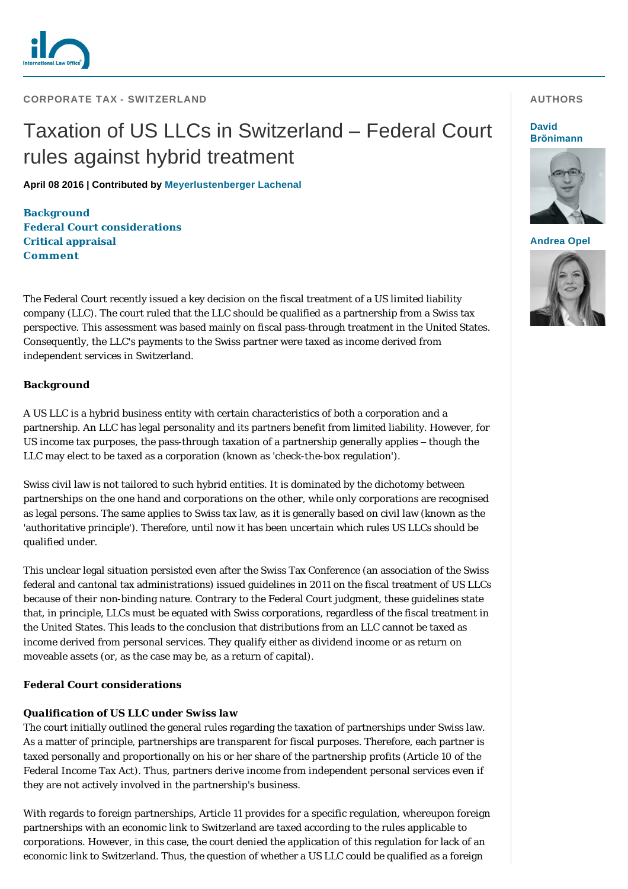CORPORATE TAX - SWITZERLAND

# Taxation of US LLCs in Switzerland – Federal Court rules against hybrid treatment

**April 08 2016 | Contributed by Meyerlustenberger Lachenal**

AUTHORS

David Brönimann

Andrea Opel

**Background**
**Federal Court considerations**
**Critical appraisal**
**Comment**

The Federal Court recently issued a key decision on the fiscal treatment of a US limited liability company (LLC). The court ruled that the LLC should be qualified as a partnership from a Swiss tax perspective. This assessment was based mainly on fiscal pass-through treatment in the United States. Consequently, the LLC's payments to the Swiss partner were taxed as income derived from independent services in Switzerland.

## Background

A US LLC is a hybrid business entity with certain characteristics of both a corporation and a partnership. An LLC has legal personality and its partners benefit from limited liability. However, for US income tax purposes, the pass-through taxation of a partnership generally applies – though the LLC may elect to be taxed as a corporation (known as 'check-the-box regulation').

Swiss civil law is not tailored to such hybrid entities. It is dominated by the dichotomy between partnerships on the one hand and corporations on the other, while only corporations are recognised as legal persons. The same applies to Swiss tax law, as it is generally based on civil law (known as the 'authoritative principle'). Therefore, until now it has been uncertain which rules US LLCs should be qualified under.

This unclear legal situation persisted even after the Swiss Tax Conference (an association of the Swiss federal and cantonal tax administrations) issued guidelines in 2011 on the fiscal treatment of US LLCs because of their non-binding nature. Contrary to the Federal Court judgment, these guidelines state that, in principle, LLCs must be equated with Swiss corporations, regardless of the fiscal treatment in the United States. This leads to the conclusion that distributions from an LLC cannot be taxed as income derived from personal services. They qualify either as dividend income or as return on moveable assets (or, as the case may be, as a return of capital).

## Federal Court considerations

### Qualification of US LLC under Swiss law

The court initially outlined the general rules regarding the taxation of partnerships under Swiss law. As a matter of principle, partnerships are transparent for fiscal purposes. Therefore, each partner is taxed personally and proportionally on his or her share of the partnership profits (Article 10 of the Federal Income Tax Act). Thus, partners derive income from independent personal services even if they are not actively involved in the partnership's business.

With regards to foreign partnerships, Article 11 provides for a specific regulation, whereupon foreign partnerships with an economic link to Switzerland are taxed according to the rules applicable to corporations. However, in this case, the court denied the application of this regulation for lack of an economic link to Switzerland. Thus, the question of whether a US LLC could be qualified as a foreign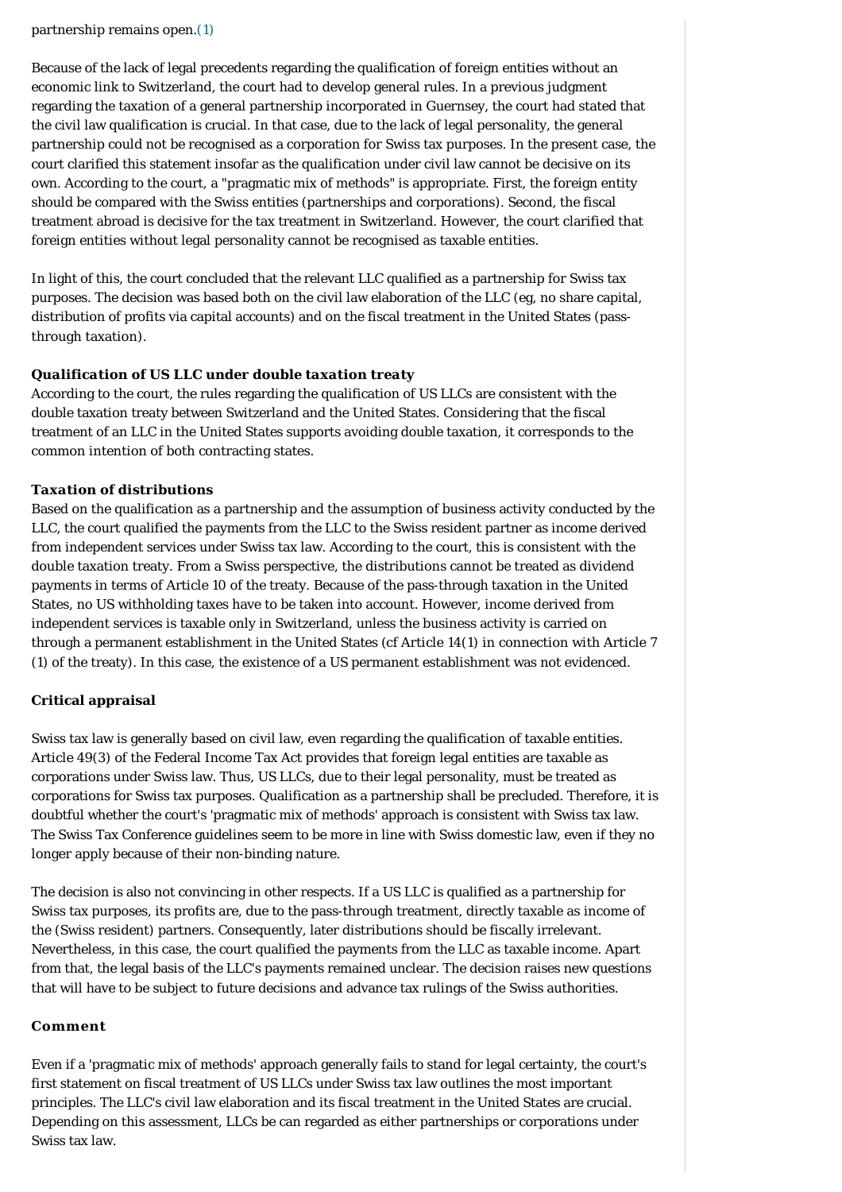partnership remains open.(1)

Because of the lack of legal precedents regarding the qualification of foreign entities without an economic link to Switzerland, the court had to develop general rules. In a previous judgment regarding the taxation of a general partnership incorporated in Guernsey, the court had stated that the civil law qualification is crucial. In that case, due to the lack of legal personality, the general partnership could not be recognised as a corporation for Swiss tax purposes. In the present case, the court clarified this statement insofar as the qualification under civil law cannot be decisive on its own. According to the court, a "pragmatic mix of methods" is appropriate. First, the foreign entity should be compared with the Swiss entities (partnerships and corporations). Second, the fiscal treatment abroad is decisive for the tax treatment in Switzerland. However, the court clarified that foreign entities without legal personality cannot be recognised as taxable entities.

In light of this, the court concluded that the relevant LLC qualified as a partnership for Swiss tax purposes. The decision was based both on the civil law elaboration of the LLC (eg, no share capital, distribution of profits via capital accounts) and on the fiscal treatment in the United States (pass-through taxation).

### Qualification of US LLC under double taxation treaty

According to the court, the rules regarding the qualification of US LLCs are consistent with the double taxation treaty between Switzerland and the United States. Considering that the fiscal treatment of an LLC in the United States supports avoiding double taxation, it corresponds to the common intention of both contracting states.

### Taxation of distributions

Based on the qualification as a partnership and the assumption of business activity conducted by the LLC, the court qualified the payments from the LLC to the Swiss resident partner as income derived from independent services under Swiss tax law. According to the court, this is consistent with the double taxation treaty. From a Swiss perspective, the distributions cannot be treated as dividend payments in terms of Article 10 of the treaty. Because of the pass-through taxation in the United States, no US withholding taxes have to be taken into account. However, income derived from independent services is taxable only in Switzerland, unless the business activity is carried on through a permanent establishment in the United States (cf Article 14(1) in connection with Article 7 (1) of the treaty). In this case, the existence of a US permanent establishment was not evidenced.

### Critical appraisal

Swiss tax law is generally based on civil law, even regarding the qualification of taxable entities. Article 49(3) of the Federal Income Tax Act provides that foreign legal entities are taxable as corporations under Swiss law. Thus, US LLCs, due to their legal personality, must be treated as corporations for Swiss tax purposes. Qualification as a partnership shall be precluded. Therefore, it is doubtful whether the court's 'pragmatic mix of methods' approach is consistent with Swiss tax law. The Swiss Tax Conference guidelines seem to be more in line with Swiss domestic law, even if they no longer apply because of their non-binding nature.

The decision is also not convincing in other respects. If a US LLC is qualified as a partnership for Swiss tax purposes, its profits are, due to the pass-through treatment, directly taxable as income of the (Swiss resident) partners. Consequently, later distributions should be fiscally irrelevant. Nevertheless, in this case, the court qualified the payments from the LLC as taxable income. Apart from that, the legal basis of the LLC's payments remained unclear. The decision raises new questions that will have to be subject to future decisions and advance tax rulings of the Swiss authorities.

### Comment

Even if a 'pragmatic mix of methods' approach generally fails to stand for legal certainty, the court's first statement on fiscal treatment of US LLCs under Swiss tax law outlines the most important principles. The LLC's civil law elaboration and its fiscal treatment in the United States are crucial. Depending on this assessment, LLCs be can regarded as either partnerships or corporations under Swiss tax law.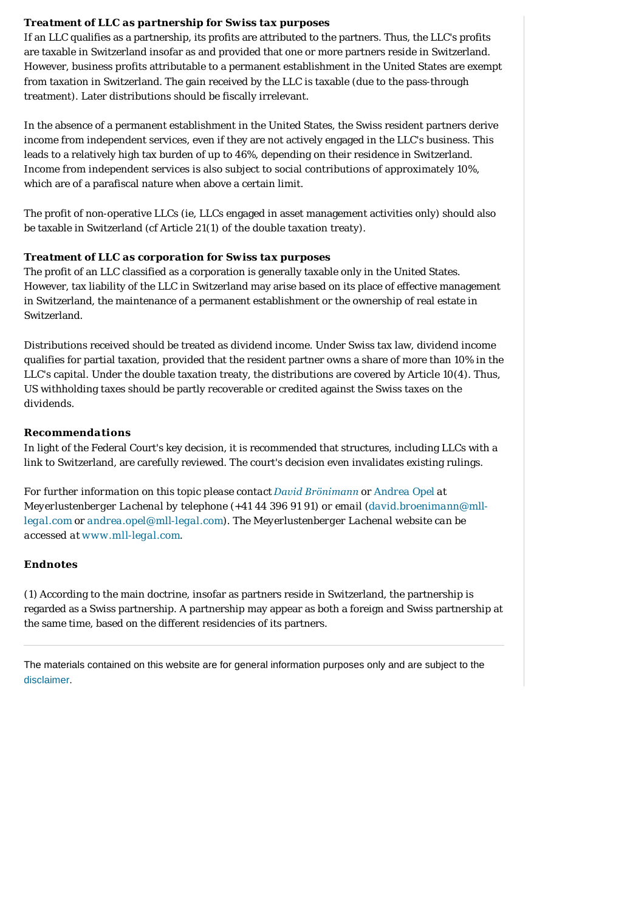**Treatment of LLC as partnership for Swiss tax purposes**

If an LLC qualifies as a partnership, its profits are attributed to the partners. Thus, the LLC's profits are taxable in Switzerland insofar as and provided that one or more partners reside in Switzerland. However, business profits attributable to a permanent establishment in the United States are exempt from taxation in Switzerland. The gain received by the LLC is taxable (due to the pass-through treatment). Later distributions should be fiscally irrelevant.

In the absence of a permanent establishment in the United States, the Swiss resident partners derive income from independent services, even if they are not actively engaged in the LLC's business. This leads to a relatively high tax burden of up to 46%, depending on their residence in Switzerland. Income from independent services is also subject to social contributions of approximately 10%, which are of a parafiscal nature when above a certain limit.

The profit of non-operative LLCs (ie, LLCs engaged in asset management activities only) should also be taxable in Switzerland (cf Article 21(1) of the double taxation treaty).

**Treatment of LLC as corporation for Swiss tax purposes**

The profit of an LLC classified as a corporation is generally taxable only in the United States. However, tax liability of the LLC in Switzerland may arise based on its place of effective management in Switzerland, the maintenance of a permanent establishment or the ownership of real estate in Switzerland.

Distributions received should be treated as dividend income. Under Swiss tax law, dividend income qualifies for partial taxation, provided that the resident partner owns a share of more than 10% in the LLC's capital. Under the double taxation treaty, the distributions are covered by Article 10(4). Thus, US withholding taxes should be partly recoverable or credited against the Swiss taxes on the dividends.

**Recommendations**

In light of the Federal Court's key decision, it is recommended that structures, including LLCs with a link to Switzerland, are carefully reviewed. The court's decision even invalidates existing rulings.

*For further information on this topic please contact* *David Brönimann* *or* *Andrea Opel* *at Meyerlustenberger Lachenal by telephone (+41 44 396 91 91) or email (*david.broenimann@mll-legal.com *or* andrea.opel@mll-legal.com*). The Meyerlustenberger Lachenal website can be accessed at* www.mll-legal.com.

**Endnotes**

(1) According to the main doctrine, insofar as partners reside in Switzerland, the partnership is regarded as a Swiss partnership. A partnership may appear as both a foreign and Swiss partnership at the same time, based on the different residencies of its partners.

---

The materials contained on this website are for general information purposes only and are subject to the disclaimer.